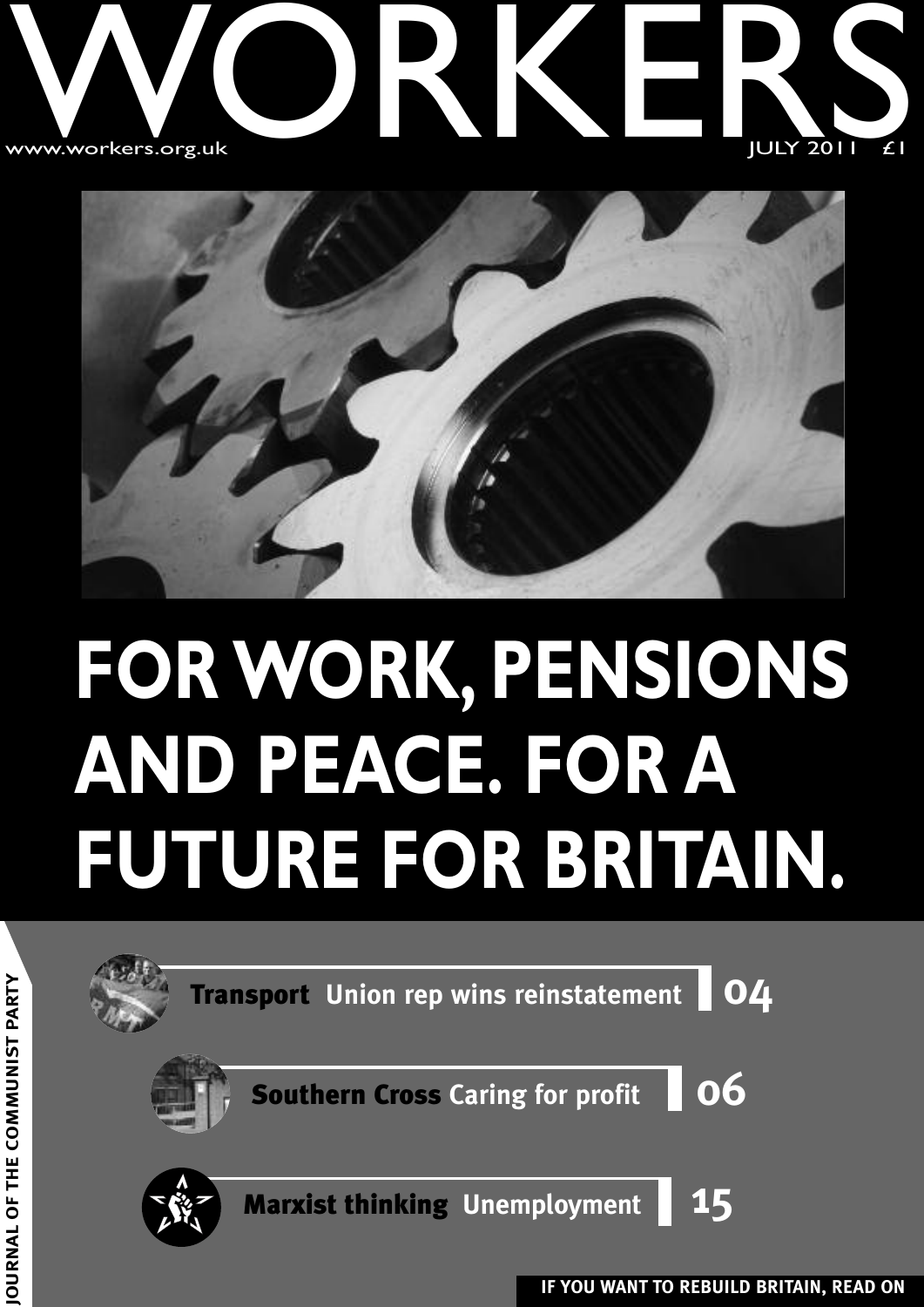# WORKERS

www.workers.org.uk

JULY 2011 £1

# FOR WORK, PENSIONS AND PEACE. FOR A FUTURE FOR BRITAIN.

JOURNAL OF THE COMMUNIST PARTY

**Transport** Union rep wins reinstatement **04**

**Southern Cross** Caring for profit **06**

**Marxist thinking** Unemployment **15**

**IF YOU WANT TO REBUILD BRITAIN, READ ON**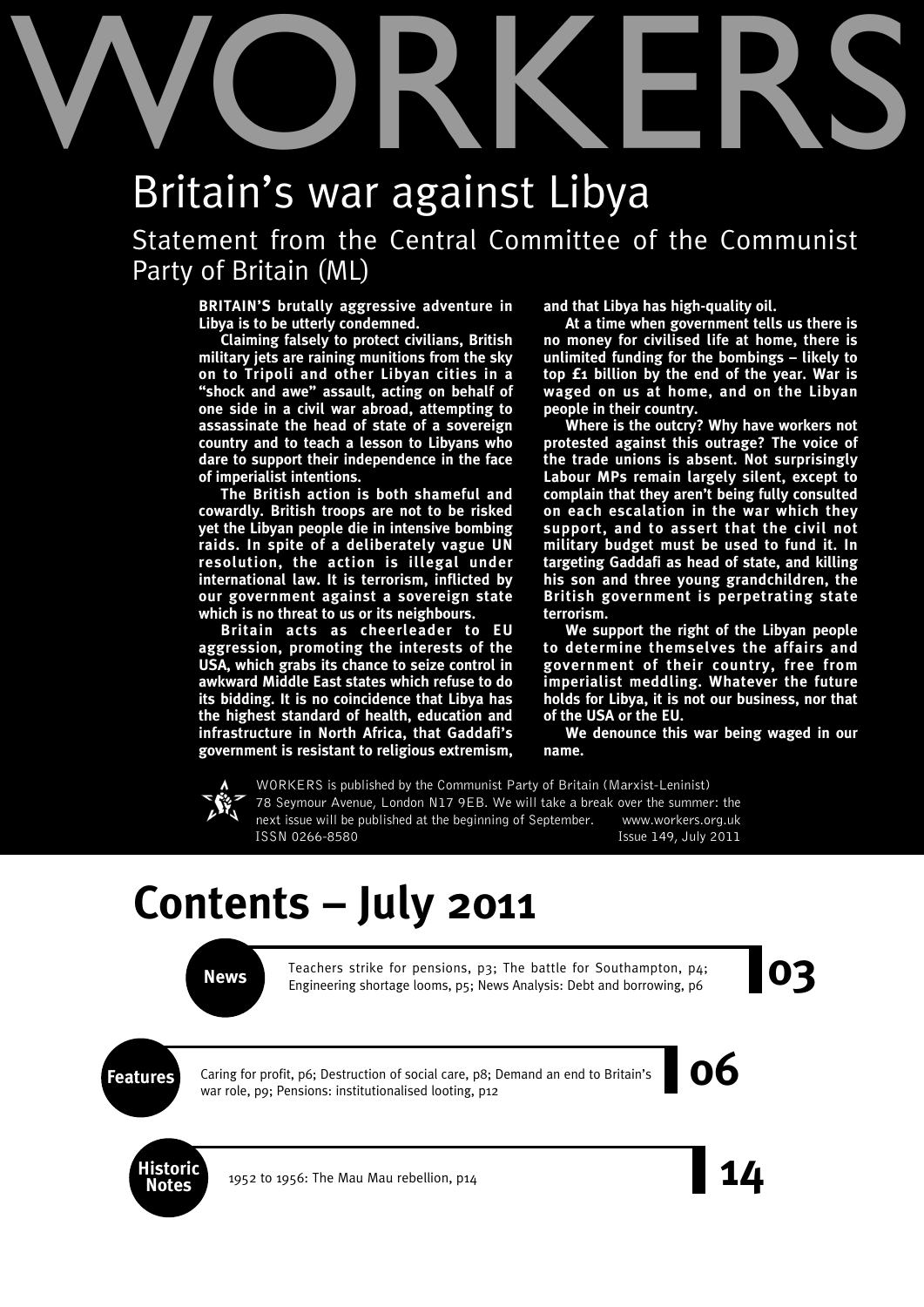# WORKERS

## Britain's war against Libya

### Statement from the Central Committee of the Communist Party of Britain (ML)

**BRITAIN'S brutally aggressive adventure in Libya is to be utterly condemned.**

**Claiming falsely to protect civilians, British military jets are raining munitions from the sky on to Tripoli and other Libyan cities in a "shock and awe" assault, acting on behalf of one side in a civil war abroad, attempting to assassinate the head of state of a sovereign country and to teach a lesson to Libyans who dare to support their independence in the face of imperialist intentions.**

**The British action is both shameful and cowardly. British troops are not to be risked yet the Libyan people die in intensive bombing raids. In spite of a deliberately vague UN resolution, the action is illegal under international law. It is terrorism, inflicted by our government against a sovereign state which is no threat to us or its neighbours.**

**Britain acts as cheerleader to EU aggression, promoting the interests of the USA, which grabs its chance to seize control in awkward Middle East states which refuse to do its bidding. It is no coincidence that Libya has the highest standard of health, education and infrastructure in North Africa, that Gaddafi's government is resistant to religious extremism, and that Libya has high-quality oil.**

**At a time when government tells us there is no money for civilised life at home, there is unlimited funding for the bombings – likely to top £1 billion by the end of the year. War is waged on us at home, and on the Libyan people in their country.**

**Where is the outcry? Why have workers not protested against this outrage? The voice of the trade unions is absent. Not surprisingly Labour MPs remain largely silent, except to complain that they aren't being fully consulted on each escalation in the war which they support, and to assert that the civil not military budget must be used to fund it. In targeting Gaddafi as head of state, and killing his son and three young grandchildren, the British government is perpetrating state terrorism.**

**We support the right of the Libyan people to determine themselves the affairs and government of their country, free from imperialist meddling. Whatever the future holds for Libya, it is not our business, nor that of the USA or the EU.**

**We denounce this war being waged in our name.**

WORKERS is published by the Communist Party of Britain (Marxist-Leninist) 78 Seymour Avenue, London N17 9EB. We will take a break over the summer: the next issue will be published at the beginning of September. www.workers.org.uk

ISSN 0266-8580

Issue 149, July 2011

# Contents – July 2011

**News** — **03**

Teachers strike for pensions, p3; The battle for Southampton, p4; Engineering shortage looms, p5; News Analysis: Debt and borrowing, p6

**Features** — **06**

Caring for profit, p6; Destruction of social care, p8; Demand an end to Britain's war role, p9; Pensions: institutionalised looting, p12

**Historic Notes** — **14**

1952 to 1956: The Mau Mau rebellion, p14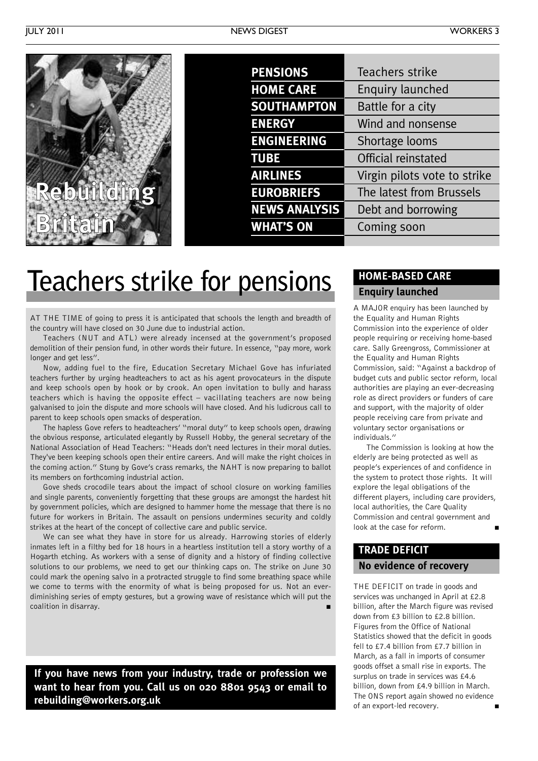Rebuilding Britain

| | |
|---|---|
| **PENSIONS** | Teachers strike |
| **HOME CARE** | Enquiry launched |
| **SOUTHAMPTON** | Battle for a city |
| **ENERGY** | Wind and nonsense |
| **ENGINEERING** | Shortage looms |
| **TUBE** | Official reinstated |
| **AIRLINES** | Virgin pilots vote to strike |
| **EUROBRIEFS** | The latest from Brussels |
| **NEWS ANALYSIS** | Debt and borrowing |
| **WHAT'S ON** | Coming soon |

# Teachers strike for pensions

AT THE TIME of going to press it is anticipated that schools the length and breadth of the country will have closed on 30 June due to industrial action.

Teachers (NUT and ATL) were already incensed at the government's proposed demolition of their pension fund, in other words their future. In essence, "pay more, work longer and get less".

Now, adding fuel to the fire, Education Secretary Michael Gove has infuriated teachers further by urging headteachers to act as his agent provocateurs in the dispute and keep schools open by hook or by crook. An open invitation to bully and harass teachers which is having the opposite effect – vacillating teachers are now being galvanised to join the dispute and more schools will have closed. And his ludicrous call to parent to keep schools open smacks of desperation.

The hapless Gove refers to headteachers' "moral duty" to keep schools open, drawing the obvious response, articulated elegantly by Russell Hobby, the general secretary of the National Association of Head Teachers: "Heads don't need lectures in their moral duties. They've been keeping schools open their entire careers. And will make the right choices in the coming action." Stung by Gove's crass remarks, the NAHT is now preparing to ballot its members on forthcoming industrial action.

Gove sheds crocodile tears about the impact of school closure on working families and single parents, conveniently forgetting that these groups are amongst the hardest hit by government policies, which are designed to hammer home the message that there is no future for workers in Britain. The assault on pensions undermines security and coldly strikes at the heart of the concept of collective care and public service.

We can see what they have in store for us already. Harrowing stories of elderly inmates left in a filthy bed for 18 hours in a heartless institution tell a story worthy of a Hogarth etching. As workers with a sense of dignity and a history of finding collective solutions to our problems, we need to get our thinking caps on. The strike on June 30 could mark the opening salvo in a protracted struggle to find some breathing space while we come to terms with the enormity of what is being proposed for us. Not an ever-diminishing series of empty gestures, but a growing wave of resistance which will put the coalition in disarray. ■

**If you have news from your industry, trade or profession we want to hear from you. Call us on 020 8801 9543 or email to rebuilding@workers.org.uk**

## HOME-BASED CARE

### Enquiry launched

A MAJOR enquiry has been launched by the Equality and Human Rights Commission into the experience of older people requiring or receiving home-based care. Sally Greengross, Commissioner at the Equality and Human Rights Commission, said: "Against a backdrop of budget cuts and public sector reform, local authorities are playing an ever-decreasing role as direct providers or funders of care and support, with the majority of older people receiving care from private and voluntary sector organisations or individuals."

The Commission is looking at how the elderly are being protected as well as people's experiences of and confidence in the system to protect those rights. It will explore the legal obligations of the different players, including care providers, local authorities, the Care Quality Commission and central government and look at the case for reform. ■

## TRADE DEFICIT

### No evidence of recovery

THE DEFICIT on trade in goods and services was unchanged in April at £2.8 billion, after the March figure was revised down from £3 billion to £2.8 billion. Figures from the Office of National Statistics showed that the deficit in goods fell to £7.4 billion from £7.7 billion in March, as a fall in imports of consumer goods offset a small rise in exports. The surplus on trade in services was £4.6 billion, down from £4.9 billion in March. The ONS report again showed no evidence of an export-led recovery. ■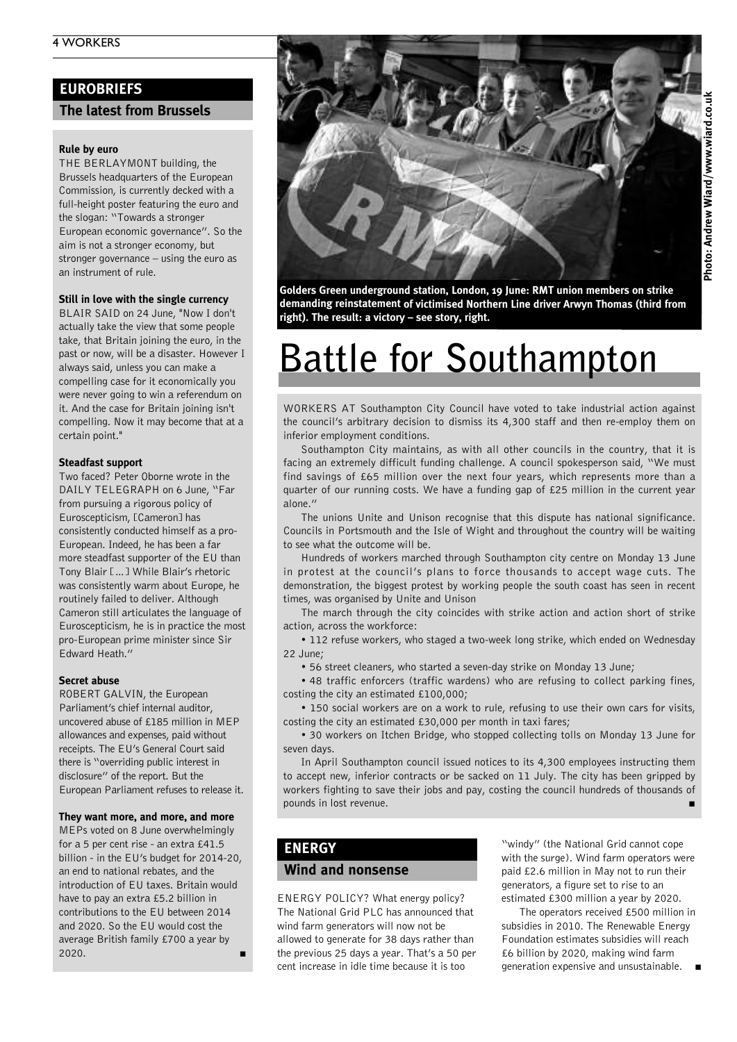## EUROBRIEFS

### The latest from Brussels

**Rule by euro**

THE BERLAYMONT building, the Brussels headquarters of the European Commission, is currently decked with a full-height poster featuring the euro and the slogan: "Towards a stronger European economic governance". So the aim is not a stronger economy, but stronger governance – using the euro as an instrument of rule.

**Still in love with the single currency**

BLAIR SAID on 24 June, "Now I don't actually take the view that some people take, that Britain joining the euro, in the past or now, will be a disaster. However I always said, unless you can make a compelling case for it economically you were never going to win a referendum on it. And the case for Britain joining isn't compelling. Now it may become that at a certain point."

**Steadfast support**

Two faced? Peter Oborne wrote in the DAILY TELEGRAPH on 6 June, "Far from pursuing a rigorous policy of Euroscepticism, [Cameron] has consistently conducted himself as a pro-European. Indeed, he has been a far more steadfast supporter of the EU than Tony Blair [...] While Blair's rhetoric was consistently warm about Europe, he routinely failed to deliver. Although Cameron still articulates the language of Euroscepticism, he is in practice the most pro-European prime minister since Sir Edward Heath."

**Secret abuse**

ROBERT GALVIN, the European Parliament's chief internal auditor, uncovered abuse of £185 million in MEP allowances and expenses, paid without receipts. The EU's General Court said there is "overriding public interest in disclosure" of the report. But the European Parliament refuses to release it.

**They want more, and more, and more**

MEPs voted on 8 June overwhelmingly for a 5 per cent rise - an extra £41.5 billion - in the EU's budget for 2014-20, an end to national rebates, and the introduction of EU taxes. Britain would have to pay an extra £5.2 billion in contributions to the EU between 2014 and 2020. So the EU would cost the average British family £700 a year by 2020. ■

Golders Green underground station, London, 19 June: RMT union members on strike demanding reinstatement of victimised Northern Line driver Arwyn Thomas (third from right). The result: a victory – see story, right.

Photo: Andrew Wiard/www.wiard.co.uk

# Battle for Southampton

WORKERS AT Southampton City Council have voted to take industrial action against the council's arbitrary decision to dismiss its 4,300 staff and then re-employ them on inferior employment conditions.

Southampton City maintains, as with all other councils in the country, that it is facing an extremely difficult funding challenge. A council spokesperson said, "We must find savings of £65 million over the next four years, which represents more than a quarter of our running costs. We have a funding gap of £25 million in the current year alone."

The unions Unite and Unison recognise that this dispute has national significance. Councils in Portsmouth and the Isle of Wight and throughout the country will be waiting to see what the outcome will be.

Hundreds of workers marched through Southampton city centre on Monday 13 June in protest at the council's plans to force thousands to accept wage cuts. The demonstration, the biggest protest by working people the south coast has seen in recent times, was organised by Unite and Unison

The march through the city coincides with strike action and action short of strike action, across the workforce:

- 112 refuse workers, who staged a two-week long strike, which ended on Wednesday 22 June;
- 56 street cleaners, who started a seven-day strike on Monday 13 June;
- 48 traffic enforcers (traffic wardens) who are refusing to collect parking fines, costing the city an estimated £100,000;
- 150 social workers are on a work to rule, refusing to use their own cars for visits, costing the city an estimated £30,000 per month in taxi fares;
- 30 workers on Itchen Bridge, who stopped collecting tolls on Monday 13 June for seven days.

In April Southampton council issued notices to its 4,300 employees instructing them to accept new, inferior contracts or be sacked on 11 July. The city has been gripped by workers fighting to save their jobs and pay, costing the council hundreds of thousands of pounds in lost revenue. ■

## ENERGY

### Wind and nonsense

ENERGY POLICY? What energy policy? The National Grid PLC has announced that wind farm generators will now not be allowed to generate for 38 days rather than the previous 25 days a year. That's a 50 per cent increase in idle time because it is too "windy" (the National Grid cannot cope with the surge). Wind farm operators were paid £2.6 million in May not to run their generators, a figure set to rise to an estimated £300 million a year by 2020.

The operators received £500 million in subsidies in 2010. The Renewable Energy Foundation estimates subsidies will reach £6 billion by 2020, making wind farm generation expensive and unsustainable. ■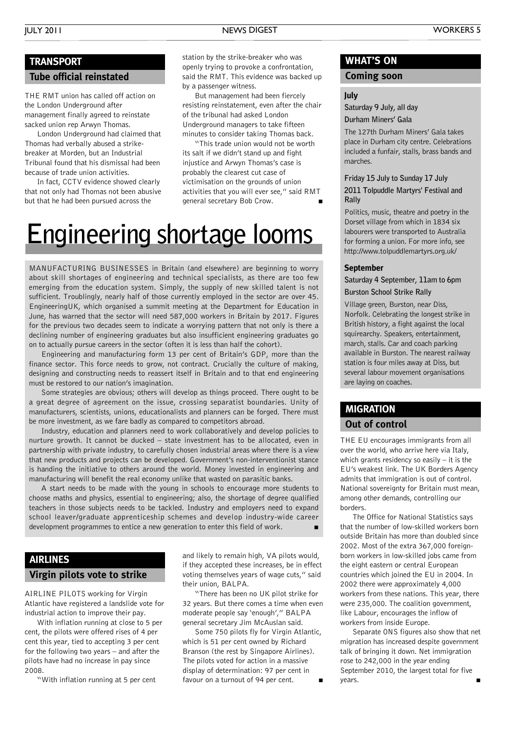## TRANSPORT

### Tube official reinstated

THE RMT union has called off action on the London Underground after management finally agreed to reinstate sacked union rep Arwyn Thomas.

London Underground had claimed that Thomas had verbally abused a strike-breaker at Morden, but an Industrial Tribunal found that his dismissal had been because of trade union activities.

In fact, CCTV evidence showed clearly that not only had Thomas not been abusive but that he had been pursued across the station by the strike-breaker who was openly trying to provoke a confrontation, said the RMT. This evidence was backed up by a passenger witness.

But management had been fiercely resisting reinstatement, even after the chair of the tribunal had asked London Underground managers to take fifteen minutes to consider taking Thomas back.

"This trade union would not be worth its salt if we didn't stand up and fight injustice and Arwyn Thomas's case is probably the clearest cut case of victimisation on the grounds of union activities that you will ever see," said RMT general secretary Bob Crow. ■

# Engineering shortage looms

MANUFACTURING BUSINESSES in Britain (and elsewhere) are beginning to worry about skill shortages of engineering and technical specialists, as there are too few emerging from the education system. Simply, the supply of new skilled talent is not sufficient. Troublingly, nearly half of those currently employed in the sector are over 45. EngineeringUK, which organised a summit meeting at the Department for Education in June, has warned that the sector will need 587,000 workers in Britain by 2017. Figures for the previous two decades seem to indicate a worrying pattern that not only is there a declining number of engineering graduates but also insufficient engineering graduates go on to actually pursue careers in the sector (often it is less than half the cohort).

Engineering and manufacturing form 13 per cent of Britain's GDP, more than the finance sector. This force needs to grow, not contract. Crucially the culture of making, designing and constructing needs to reassert itself in Britain and to that end engineering must be restored to our nation's imagination.

Some strategies are obvious; others will develop as things proceed. There ought to be a great degree of agreement on the issue, crossing separatist boundaries. Unity of manufacturers, scientists, unions, educationalists and planners can be forged. There must be more investment, as we fare badly as compared to competitors abroad.

Industry, education and planners need to work collaboratively and develop policies to nurture growth. It cannot be ducked – state investment has to be allocated, even in partnership with private industry, to carefully chosen industrial areas where there is a view that new products and projects can be developed. Government's non-interventionist stance is handing the initiative to others around the world. Money invested in engineering and manufacturing will benefit the real economy unlike that wasted on parasitic banks.

A start needs to be made with the young in schools to encourage more students to choose maths and physics, essential to engineering; also, the shortage of degree qualified teachers in those subjects needs to be tackled. Industry and employers need to expand school leaver/graduate apprenticeship schemes and develop industry-wide career development programmes to entice a new generation to enter this field of work. ■

## AIRLINES

### Virgin pilots vote to strike

AIRLINE PILOTS working for Virgin Atlantic have registered a landslide vote for industrial action to improve their pay.

With inflation running at close to 5 per cent, the pilots were offered rises of 4 per cent this year, tied to accepting 3 per cent for the following two years – and after the pilots have had no increase in pay since 2008.

"With inflation running at 5 per cent and likely to remain high, VA pilots would, if they accepted these increases, be in effect voting themselves years of wage cuts," said their union, BALPA.

"There has been no UK pilot strike for 32 years. But there comes a time when even moderate people say 'enough'," BALPA general secretary Jim McAuslan said.

Some 750 pilots fly for Virgin Atlantic, which is 51 per cent owned by Richard Branson (the rest by Singapore Airlines). The pilots voted for action in a massive display of determination: 97 per cent in favour on a turnout of 94 per cent. ■

## WHAT'S ON

### Coming soon

#### July

**Saturday 9 July, all day**

**Durham Miners' Gala**

The 127th Durham Miners' Gala takes place in Durham city centre. Celebrations included a funfair, stalls, brass bands and marches.

**Friday 15 July to Sunday 17 July**

**2011 Tolpuddle Martyrs' Festival and Rally**

Politics, music, theatre and poetry in the Dorset village from which in 1834 six labourers were transported to Australia for forming a union. For more info, see http://www.tolpuddlemartyrs.org.uk/

#### September

**Saturday 4 September, 11am to 6pm**

**Burston School Strike Rally**

Village green, Burston, near Diss, Norfolk. Celebrating the longest strike in British history, a fight against the local squirearchy. Speakers, entertainment, march, stalls. Car and coach parking available in Burston. The nearest railway station is four miles away at Diss, but several labour movement organisations are laying on coaches.

## MIGRATION

### Out of control

THE EU encourages immigrants from all over the world, who arrive here via Italy, which grants residency so easily – it is the EU's weakest link. The UK Borders Agency admits that immigration is out of control. National sovereignty for Britain must mean, among other demands, controlling our borders.

The Office for National Statistics says that the number of low-skilled workers born outside Britain has more than doubled since 2002. Most of the extra 367,000 foreign-born workers in low-skilled jobs came from the eight eastern or central European countries which joined the EU in 2004. In 2002 there were approximately 4,000 workers from these nations. This year, there were 235,000. The coalition government, like Labour, encourages the inflow of workers from inside Europe.

Separate ONS figures also show that net migration has increased despite government talk of bringing it down. Net immigration rose to 242,000 in the year ending September 2010, the largest total for five years. ■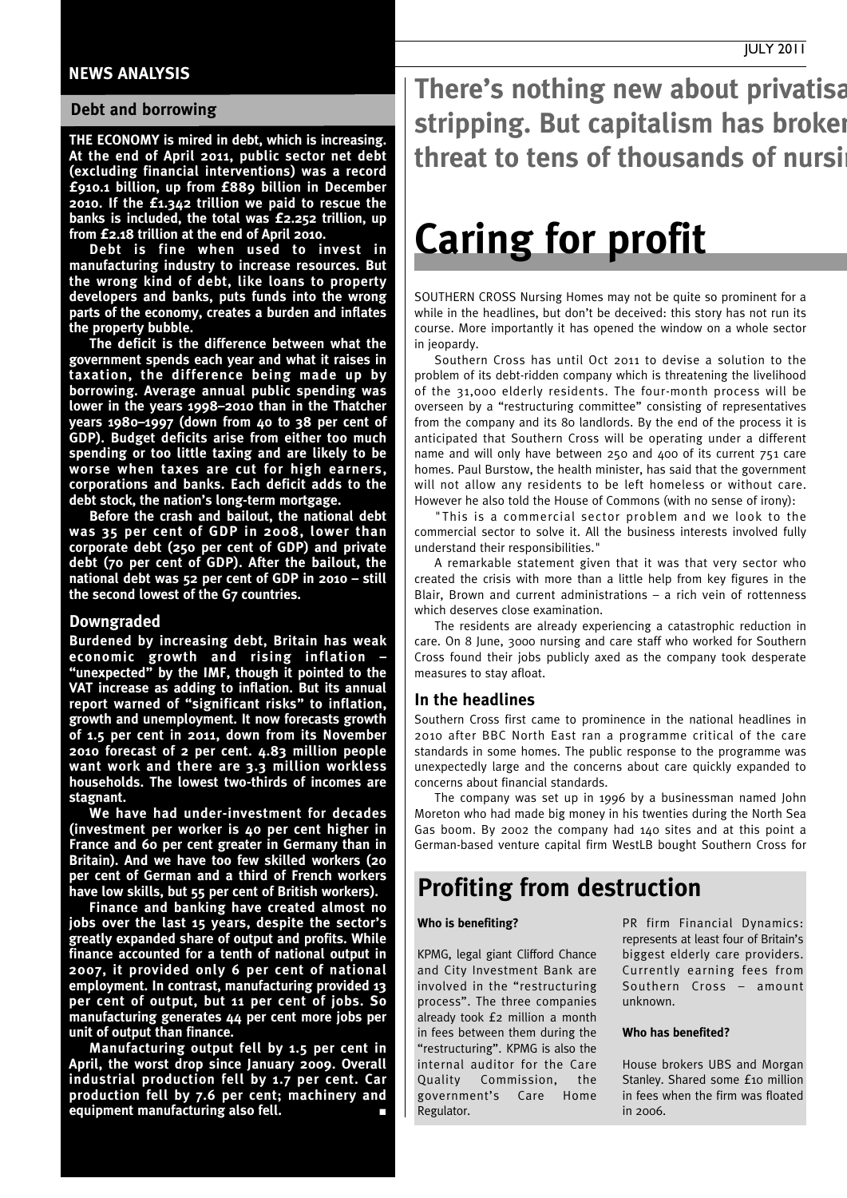## NEWS ANALYSIS

### Debt and borrowing

**THE ECONOMY is mired in debt, which is increasing. At the end of April 2011, public sector net debt (excluding financial interventions) was a record £910.1 billion, up from £889 billion in December 2010. If the £1.342 trillion we paid to rescue the banks is included, the total was £2.252 trillion, up from £2.18 trillion at the end of April 2010.**

**Debt is fine when used to invest in manufacturing industry to increase resources. But the wrong kind of debt, like loans to property developers and banks, puts funds into the wrong parts of the economy, creates a burden and inflates the property bubble.**

**The deficit is the difference between what the government spends each year and what it raises in taxation, the difference being made up by borrowing. Average annual public spending was lower in the years 1998–2010 than in the Thatcher years 1980–1997 (down from 40 to 38 per cent of GDP). Budget deficits arise from either too much spending or too little taxing and are likely to be worse when taxes are cut for high earners, corporations and banks. Each deficit adds to the debt stock, the nation's long-term mortgage.**

**Before the crash and bailout, the national debt was 35 per cent of GDP in 2008, lower than corporate debt (250 per cent of GDP) and private debt (70 per cent of GDP). After the bailout, the national debt was 52 per cent of GDP in 2010 – still the second lowest of the G7 countries.**

### Downgraded

**Burdened by increasing debt, Britain has weak economic growth and rising inflation – "unexpected" by the IMF, though it pointed to the VAT increase as adding to inflation. But its annual report warned of "significant risks" to inflation, growth and unemployment. It now forecasts growth of 1.5 per cent in 2011, down from its November 2010 forecast of 2 per cent. 4.83 million people want work and there are 3.3 million workless households. The lowest two-thirds of incomes are stagnant.**

**We have had under-investment for decades (investment per worker is 40 per cent higher in France and 60 per cent greater in Germany than in Britain). And we have too few skilled workers (20 per cent of German and a third of French workers have low skills, but 55 per cent of British workers).**

**Finance and banking have created almost no jobs over the last 15 years, despite the sector's greatly expanded share of output and profits. While finance accounted for a tenth of national output in 2007, it provided only 6 per cent of national employment. In contrast, manufacturing provided 13 per cent of output, but 11 per cent of jobs. So manufacturing generates 44 per cent more jobs per unit of output than finance.**

**Manufacturing output fell by 1.5 per cent in April, the worst drop since January 2009. Overall industrial production fell by 1.7 per cent. Car production fell by 7.6 per cent; machinery and equipment manufacturing also fell.** ■

**There's nothing new about privatisa stripping. But capitalism has broken threat to tens of thousands of nursi**

# Caring for profit

SOUTHERN CROSS Nursing Homes may not be quite so prominent for a while in the headlines, but don't be deceived: this story has not run its course. More importantly it has opened the window on a whole sector in jeopardy.

Southern Cross has until Oct 2011 to devise a solution to the problem of its debt-ridden company which is threatening the livelihood of the 31,000 elderly residents. The four-month process will be overseen by a "restructuring committee" consisting of representatives from the company and its 80 landlords. By the end of the process it is anticipated that Southern Cross will be operating under a different name and will only have between 250 and 400 of its current 751 care homes. Paul Burstow, the health minister, has said that the government will not allow any residents to be left homeless or without care. However he also told the House of Commons (with no sense of irony):

"This is a commercial sector problem and we look to the commercial sector to solve it. All the business interests involved fully understand their responsibilities."

A remarkable statement given that it was that very sector who created the crisis with more than a little help from key figures in the Blair, Brown and current administrations – a rich vein of rottenness which deserves close examination.

The residents are already experiencing a catastrophic reduction in care. On 8 June, 3000 nursing and care staff who worked for Southern Cross found their jobs publicly axed as the company took desperate measures to stay afloat.

### In the headlines

Southern Cross first came to prominence in the national headlines in 2010 after BBC North East ran a programme critical of the care standards in some homes. The public response to the programme was unexpectedly large and the concerns about care quickly expanded to concerns about financial standards.

The company was set up in 1996 by a businessman named John Moreton who had made big money in his twenties during the North Sea Gas boom. By 2002 the company had 140 sites and at this point a German-based venture capital firm WestLB bought Southern Cross for

## Profiting from destruction

**Who is benefiting?**

KPMG, legal giant Clifford Chance and City Investment Bank are involved in the "restructuring process". The three companies already took £2 million a month in fees between them during the "restructuring". KPMG is also the internal auditor for the Care Quality Commission, the government's Care Home Regulator.

PR firm Financial Dynamics: represents at least four of Britain's biggest elderly care providers. Currently earning fees from Southern Cross – amount unknown.

**Who has benefited?**

House brokers UBS and Morgan Stanley. Shared some £10 million in fees when the firm was floated in 2006.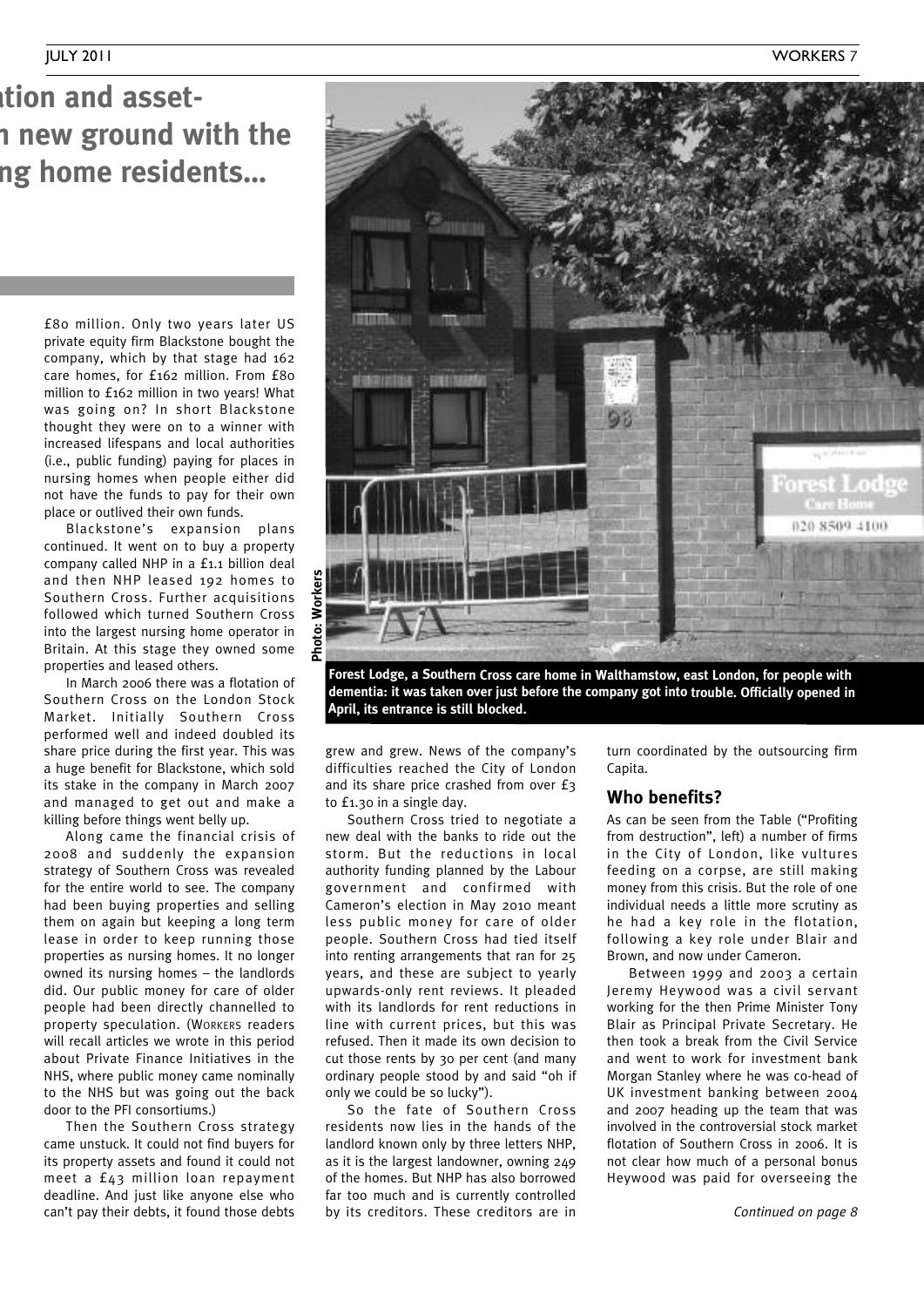# ...tion and asset-...n new ground with the ...ng home residents...

£80 million. Only two years later US private equity firm Blackstone bought the company, which by that stage had 162 care homes, for £162 million. From £80 million to £162 million in two years! What was going on? In short Blackstone thought they were on to a winner with increased lifespans and local authorities (i.e., public funding) paying for places in nursing homes when people either did not have the funds to pay for their own place or outlived their own funds.

Blackstone's expansion plans continued. It went on to buy a property company called NHP in a £1.1 billion deal and then NHP leased 192 homes to Southern Cross. Further acquisitions followed which turned Southern Cross into the largest nursing home operator in Britain. At this stage they owned some properties and leased others.

In March 2006 there was a flotation of Southern Cross on the London Stock Market. Initially Southern Cross performed well and indeed doubled its share price during the first year. This was a huge benefit for Blackstone, which sold its stake in the company in March 2007 and managed to get out and make a killing before things went belly up.

Along came the financial crisis of 2008 and suddenly the expansion strategy of Southern Cross was revealed for the entire world to see. The company had been buying properties and selling them on again but keeping a long term lease in order to keep running those properties as nursing homes. It no longer owned its nursing homes – the landlords did. Our public money for care of older people had been directly channelled to property speculation. (WORKERS readers will recall articles we wrote in this period about Private Finance Initiatives in the NHS, where public money came nominally to the NHS but was going out the back door to the PFI consortiums.)

Then the Southern Cross strategy came unstuck. It could not find buyers for its property assets and found it could not meet a £43 million loan repayment deadline. And just like anyone else who can't pay their debts, it found those debts grew and grew. News of the company's difficulties reached the City of London and its share price crashed from over £3 to £1.30 in a single day.

Southern Cross tried to negotiate a new deal with the banks to ride out the storm. But the reductions in local authority funding planned by the Labour government and confirmed with Cameron's election in May 2010 meant less public money for care of older people. Southern Cross had tied itself into renting arrangements that ran for 25 years, and these are subject to yearly upwards-only rent reviews. It pleaded with its landlords for rent reductions in line with current prices, but this was refused. Then it made its own decision to cut those rents by 30 per cent (and many ordinary people stood by and said "oh if only we could be so lucky").

So the fate of Southern Cross residents now lies in the hands of the landlord known only by three letters NHP, as it is the largest landowner, owning 249 of the homes. But NHP has also borrowed far too much and is currently controlled by its creditors. These creditors are in turn coordinated by the outsourcing firm Capita.

Photo: Workers

Forest Lodge, a Southern Cross care home in Walthamstow, east London, for people with dementia: it was taken over just before the company got into trouble. Officially opened in April, its entrance is still blocked.

## Who benefits?

As can be seen from the Table ("Profiting from destruction", left) a number of firms in the City of London, like vultures feeding on a corpse, are still making money from this crisis. But the role of one individual needs a little more scrutiny as he had a key role in the flotation, following a key role under Blair and Brown, and now under Cameron.

Between 1999 and 2003 a certain Jeremy Heywood was a civil servant working for the then Prime Minister Tony Blair as Principal Private Secretary. He then took a break from the Civil Service and went to work for investment bank Morgan Stanley where he was co-head of UK investment banking between 2004 and 2007 heading up the team that was involved in the controversial stock market flotation of Southern Cross in 2006. It is not clear how much of a personal bonus Heywood was paid for overseeing the

*Continued on page 8*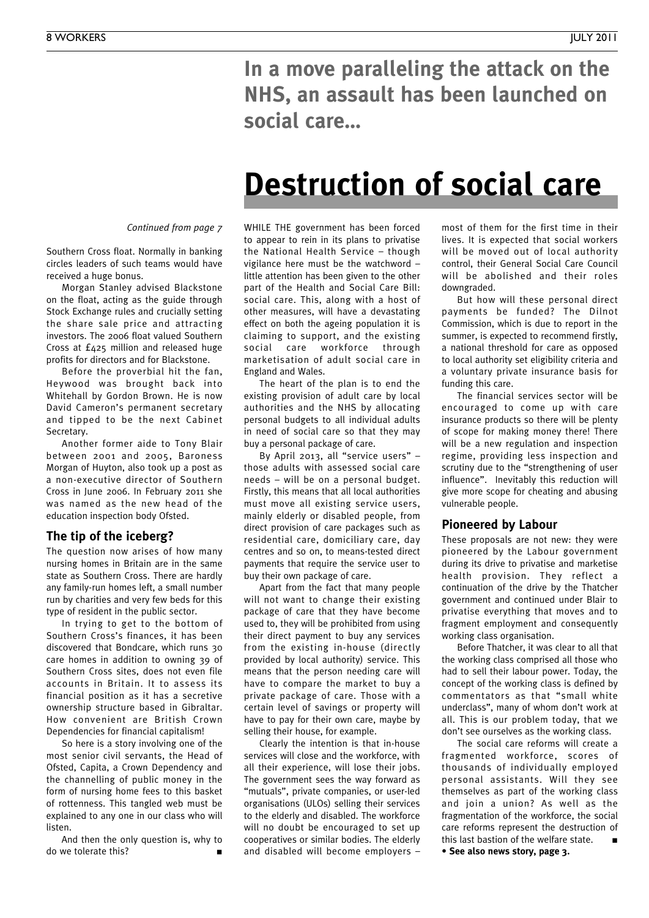*Continued from page 7*

Southern Cross float. Normally in banking circles leaders of such teams would have received a huge bonus.

Morgan Stanley advised Blackstone on the float, acting as the guide through Stock Exchange rules and crucially setting the share sale price and attracting investors. The 2006 float valued Southern Cross at £425 million and released huge profits for directors and for Blackstone.

Before the proverbial hit the fan, Heywood was brought back into Whitehall by Gordon Brown. He is now David Cameron's permanent secretary and tipped to be the next Cabinet Secretary.

Another former aide to Tony Blair between 2001 and 2005, Baroness Morgan of Huyton, also took up a post as a non-executive director of Southern Cross in June 2006. In February 2011 she was named as the new head of the education inspection body Ofsted.

### The tip of the iceberg?

The question now arises of how many nursing homes in Britain are in the same state as Southern Cross. There are hardly any family-run homes left, a small number run by charities and very few beds for this type of resident in the public sector.

In trying to get to the bottom of Southern Cross's finances, it has been discovered that Bondcare, which runs 30 care homes in addition to owning 39 of Southern Cross sites, does not even file accounts in Britain. It to assess its financial position as it has a secretive ownership structure based in Gibraltar. How convenient are British Crown Dependencies for financial capitalism!

So here is a story involving one of the most senior civil servants, the Head of Ofsted, Capita, a Crown Dependency and the channelling of public money in the form of nursing home fees to this basket of rottenness. This tangled web must be explained to any one in our class who will listen.

And then the only question is, why to do we tolerate this? ■

## In a move paralleling the attack on the NHS, an assault has been launched on social care...

# Destruction of social care

WHILE THE government has been forced to appear to rein in its plans to privatise the National Health Service – though vigilance here must be the watchword – little attention has been given to the other part of the Health and Social Care Bill: social care. This, along with a host of other measures, will have a devastating effect on both the ageing population it is claiming to support, and the existing social care workforce through marketisation of adult social care in England and Wales.

The heart of the plan is to end the existing provision of adult care by local authorities and the NHS by allocating personal budgets to all individual adults in need of social care so that they may buy a personal package of care.

By April 2013, all "service users" – those adults with assessed social care needs – will be on a personal budget. Firstly, this means that all local authorities must move all existing service users, mainly elderly or disabled people, from direct provision of care packages such as residential care, domiciliary care, day centres and so on, to means-tested direct payments that require the service user to buy their own package of care.

Apart from the fact that many people will not want to change their existing package of care that they have become used to, they will be prohibited from using their direct payment to buy any services from the existing in-house (directly provided by local authority) service. This means that the person needing care will have to compare the market to buy a private package of care. Those with a certain level of savings or property will have to pay for their own care, maybe by selling their house, for example.

Clearly the intention is that in-house services will close and the workforce, with all their experience, will lose their jobs. The government sees the way forward as "mutuals", private companies, or user-led organisations (ULOs) selling their services to the elderly and disabled. The workforce will no doubt be encouraged to set up cooperatives or similar bodies. The elderly and disabled will become employers – most of them for the first time in their lives. It is expected that social workers will be moved out of local authority control, their General Social Care Council will be abolished and their roles downgraded.

But how will these personal direct payments be funded? The Dilnot Commission, which is due to report in the summer, is expected to recommend firstly, a national threshold for care as opposed to local authority set eligibility criteria and a voluntary private insurance basis for funding this care.

The financial services sector will be encouraged to come up with care insurance products so there will be plenty of scope for making money there! There will be a new regulation and inspection regime, providing less inspection and scrutiny due to the "strengthening of user influence". Inevitably this reduction will give more scope for cheating and abusing vulnerable people.

### Pioneered by Labour

These proposals are not new: they were pioneered by the Labour government during its drive to privatise and marketise health provision. They reflect a continuation of the drive by the Thatcher government and continued under Blair to privatise everything that moves and to fragment employment and consequently working class organisation.

Before Thatcher, it was clear to all that the working class comprised all those who had to sell their labour power. Today, the concept of the working class is defined by commentators as that "small white underclass", many of whom don't work at all. This is our problem today, that we don't see ourselves as the working class.

The social care reforms will create a fragmented workforce, scores of thousands of individually employed personal assistants. Will they see themselves as part of the working class and join a union? As well as the fragmentation of the workforce, the social care reforms represent the destruction of this last bastion of the welfare state. ■

**• See also news story, page 3.**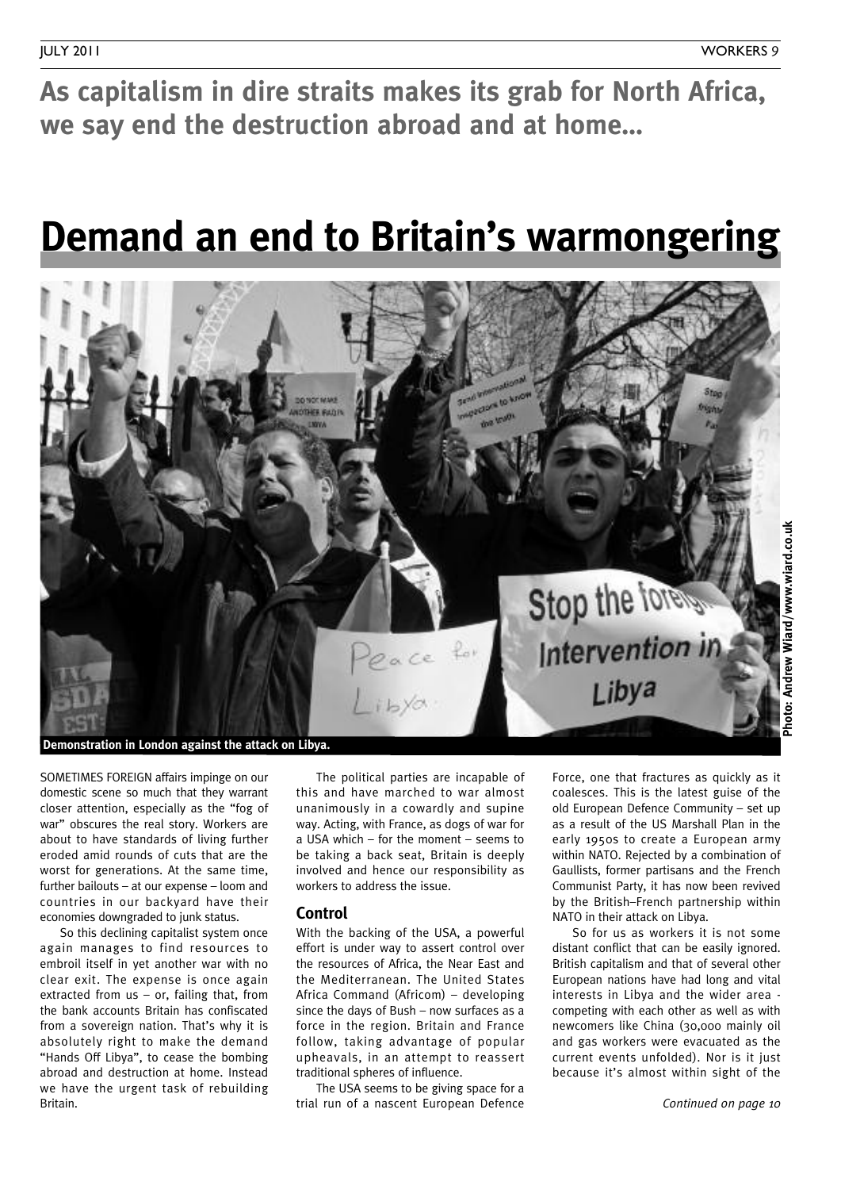**As capitalism in dire straits makes its grab for North Africa, we say end the destruction abroad and at home...**

# Demand an end to Britain's warmongering

Demonstration in London against the attack on Libya.

Photo: Andrew Wiard/www.wiard.co.uk

SOMETIMES FOREIGN affairs impinge on our domestic scene so much that they warrant closer attention, especially as the "fog of war" obscures the real story. Workers are about to have standards of living further eroded amid rounds of cuts that are the worst for generations. At the same time, further bailouts – at our expense – loom and countries in our backyard have their economies downgraded to junk status.

So this declining capitalist system once again manages to find resources to embroil itself in yet another war with no clear exit. The expense is once again extracted from us – or, failing that, from the bank accounts Britain has confiscated from a sovereign nation. That's why it is absolutely right to make the demand "Hands Off Libya", to cease the bombing abroad and destruction at home. Instead we have the urgent task of rebuilding Britain.

The political parties are incapable of this and have marched to war almost unanimously in a cowardly and supine way. Acting, with France, as dogs of war for a USA which – for the moment – seems to be taking a back seat, Britain is deeply involved and hence our responsibility as workers to address the issue.

## Control

With the backing of the USA, a powerful effort is under way to assert control over the resources of Africa, the Near East and the Mediterranean. The United States Africa Command (Africom) – developing since the days of Bush – now surfaces as a force in the region. Britain and France follow, taking advantage of popular upheavals, in an attempt to reassert traditional spheres of influence.

The USA seems to be giving space for a trial run of a nascent European Defence Force, one that fractures as quickly as it coalesces. This is the latest guise of the old European Defence Community – set up as a result of the US Marshall Plan in the early 1950s to create a European army within NATO. Rejected by a combination of Gaullists, former partisans and the French Communist Party, it has now been revived by the British–French partnership within NATO in their attack on Libya.

So for us as workers it is not some distant conflict that can be easily ignored. British capitalism and that of several other European nations have had long and vital interests in Libya and the wider area - competing with each other as well as with newcomers like China (30,000 mainly oil and gas workers were evacuated as the current events unfolded). Nor is it just because it's almost within sight of the

*Continued on page 10*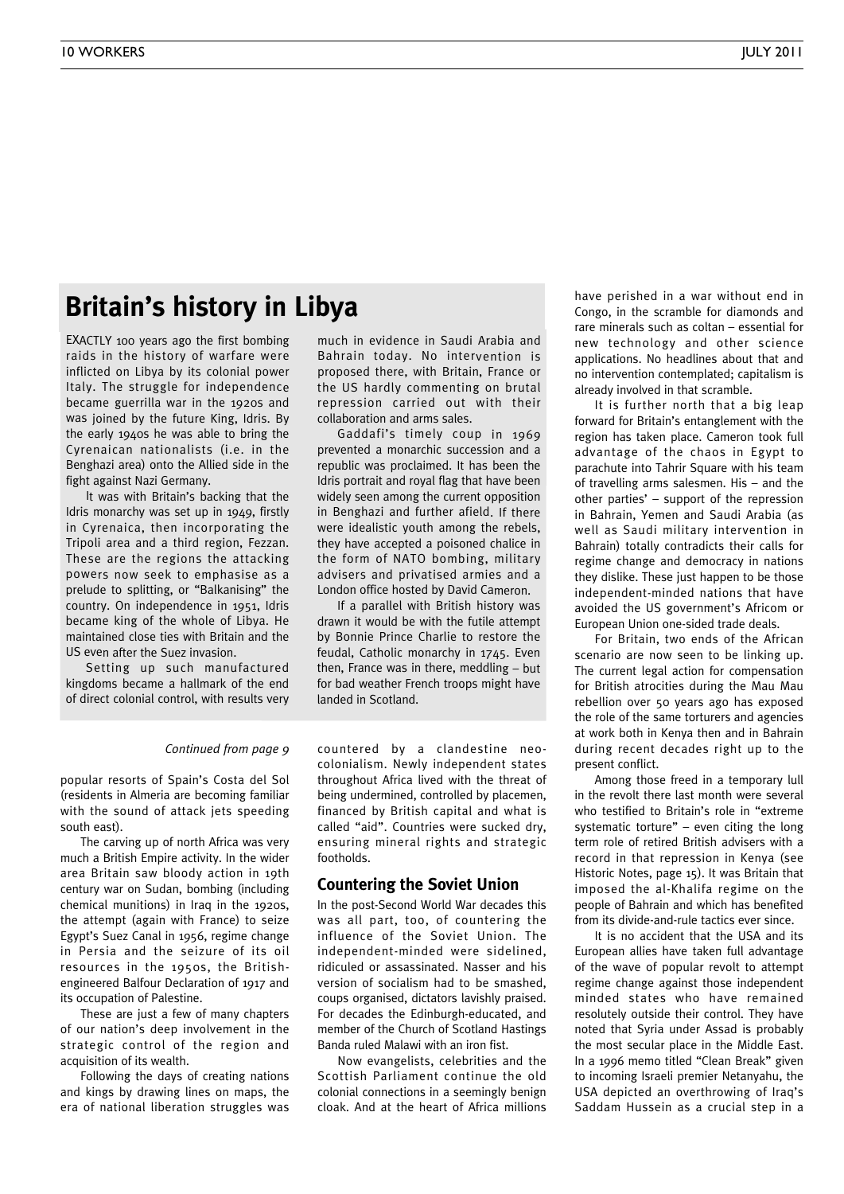## Britain's history in Libya

EXACTLY 100 years ago the first bombing raids in the history of warfare were inflicted on Libya by its colonial power Italy. The struggle for independence became guerrilla war in the 1920s and was joined by the future King, Idris. By the early 1940s he was able to bring the Cyrenaican nationalists (i.e. in the Benghazi area) onto the Allied side in the fight against Nazi Germany.

It was with Britain's backing that the Idris monarchy was set up in 1949, firstly in Cyrenaica, then incorporating the Tripoli area and a third region, Fezzan. These are the regions the attacking powers now seek to emphasise as a prelude to splitting, or "Balkanising" the country. On independence in 1951, Idris became king of the whole of Libya. He maintained close ties with Britain and the US even after the Suez invasion.

Setting up such manufactured kingdoms became a hallmark of the end of direct colonial control, with results very much in evidence in Saudi Arabia and Bahrain today. No intervention is proposed there, with Britain, France or the US hardly commenting on brutal repression carried out with their collaboration and arms sales.

Gaddafi's timely coup in 1969 prevented a monarchic succession and a republic was proclaimed. It has been the Idris portrait and royal flag that have been widely seen among the current opposition in Benghazi and further afield. If there were idealistic youth among the rebels, they have accepted a poisoned chalice in the form of NATO bombing, military advisers and privatised armies and a London office hosted by David Cameron.

If a parallel with British history was drawn it would be with the futile attempt by Bonnie Prince Charlie to restore the feudal, Catholic monarchy in 1745. Even then, France was in there, meddling – but for bad weather French troops might have landed in Scotland.

*Continued from page 9*

popular resorts of Spain's Costa del Sol (residents in Almeria are becoming familiar with the sound of attack jets speeding south east).

The carving up of north Africa was very much a British Empire activity. In the wider area Britain saw bloody action in 19th century war on Sudan, bombing (including chemical munitions) in Iraq in the 1920s, the attempt (again with France) to seize Egypt's Suez Canal in 1956, regime change in Persia and the seizure of its oil resources in the 1950s, the British-engineered Balfour Declaration of 1917 and its occupation of Palestine.

These are just a few of many chapters of our nation's deep involvement in the strategic control of the region and acquisition of its wealth.

Following the days of creating nations and kings by drawing lines on maps, the era of national liberation struggles was countered by a clandestine neo-colonialism. Newly independent states throughout Africa lived with the threat of being undermined, controlled by placemen, financed by British capital and what is called "aid". Countries were sucked dry, ensuring mineral rights and strategic footholds.

### Countering the Soviet Union

In the post-Second World War decades this was all part, too, of countering the influence of the Soviet Union. The independent-minded were sidelined, ridiculed or assassinated. Nasser and his version of socialism had to be smashed, coups organised, dictators lavishly praised. For decades the Edinburgh-educated, and member of the Church of Scotland Hastings Banda ruled Malawi with an iron fist.

Now evangelists, celebrities and the Scottish Parliament continue the old colonial connections in a seemingly benign cloak. And at the heart of Africa millions have perished in a war without end in Congo, in the scramble for diamonds and rare minerals such as coltan – essential for new technology and other science applications. No headlines about that and no intervention contemplated; capitalism is already involved in that scramble.

It is further north that a big leap forward for Britain's entanglement with the region has taken place. Cameron took full advantage of the chaos in Egypt to parachute into Tahrir Square with his team of travelling arms salesmen. His – and the other parties' – support of the repression in Bahrain, Yemen and Saudi Arabia (as well as Saudi military intervention in Bahrain) totally contradicts their calls for regime change and democracy in nations they dislike. These just happen to be those independent-minded nations that have avoided the US government's Africom or European Union one-sided trade deals.

For Britain, two ends of the African scenario are now seen to be linking up. The current legal action for compensation for British atrocities during the Mau Mau rebellion over 50 years ago has exposed the role of the same torturers and agencies at work both in Kenya then and in Bahrain during recent decades right up to the present conflict.

Among those freed in a temporary lull in the revolt there last month were several who testified to Britain's role in "extreme systematic torture" – even citing the long term role of retired British advisers with a record in that repression in Kenya (see Historic Notes, page 15). It was Britain that imposed the al-Khalifa regime on the people of Bahrain and which has benefited from its divide-and-rule tactics ever since.

It is no accident that the USA and its European allies have taken full advantage of the wave of popular revolt to attempt regime change against those independent minded states who have remained resolutely outside their control. They have noted that Syria under Assad is probably the most secular place in the Middle East. In a 1996 memo titled "Clean Break" given to incoming Israeli premier Netanyahu, the USA depicted an overthrowing of Iraq's Saddam Hussein as a crucial step in a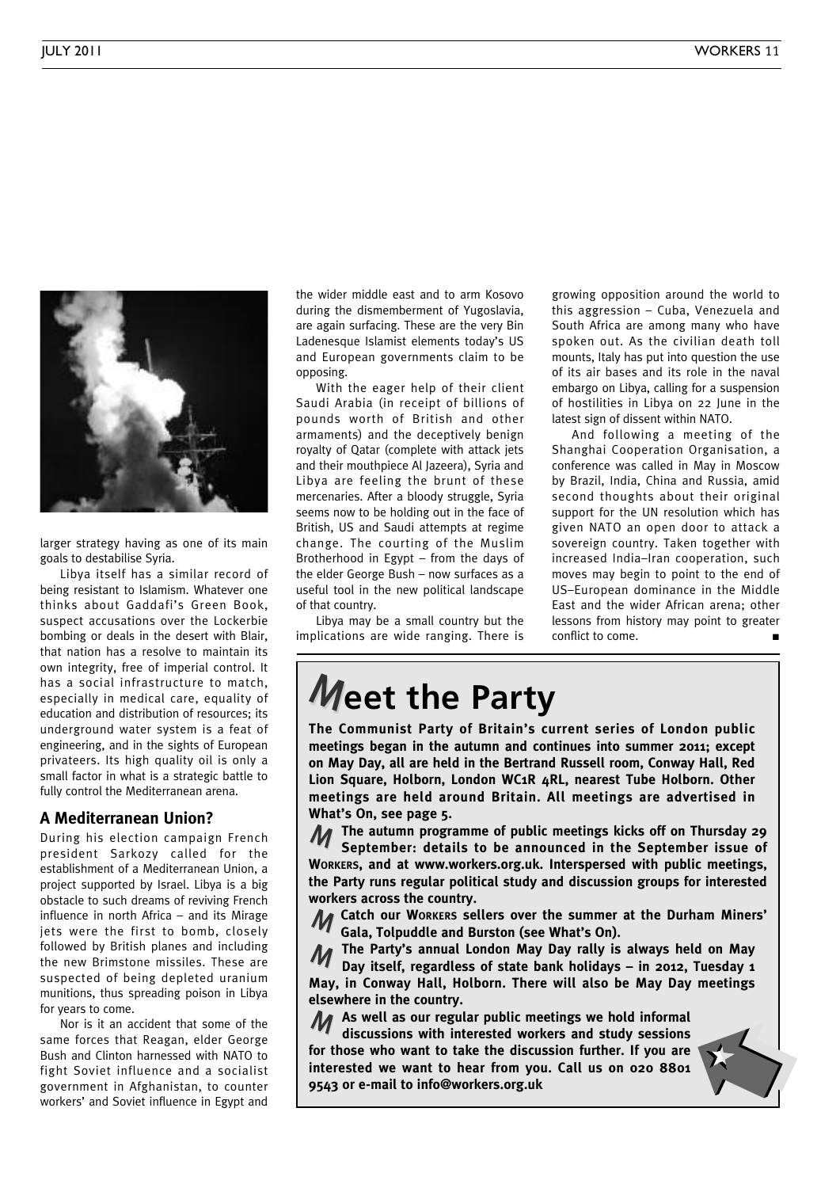larger strategy having as one of its main goals to destabilise Syria.

Libya itself has a similar record of being resistant to Islamism. Whatever one thinks about Gaddafi's Green Book, suspect accusations over the Lockerbie bombing or deals in the desert with Blair, that nation has a resolve to maintain its own integrity, free of imperial control. It has a social infrastructure to match, especially in medical care, equality of education and distribution of resources; its underground water system is a feat of engineering, and in the sights of European privateers. Its high quality oil is only a small factor in what is a strategic battle to fully control the Mediterranean arena.

## A Mediterranean Union?

During his election campaign French president Sarkozy called for the establishment of a Mediterranean Union, a project supported by Israel. Libya is a big obstacle to such dreams of reviving French influence in north Africa – and its Mirage jets were the first to bomb, closely followed by British planes and including the new Brimstone missiles. These are suspected of being depleted uranium munitions, thus spreading poison in Libya for years to come.

Nor is it an accident that some of the same forces that Reagan, elder George Bush and Clinton harnessed with NATO to fight Soviet influence and a socialist government in Afghanistan, to counter workers' and Soviet influence in Egypt and the wider middle east and to arm Kosovo during the dismemberment of Yugoslavia, are again surfacing. These are the very Bin Ladenesque Islamist elements today's US and European governments claim to be opposing.

With the eager help of their client Saudi Arabia (in receipt of billions of pounds worth of British and other armaments) and the deceptively benign royalty of Qatar (complete with attack jets and their mouthpiece Al Jazeera), Syria and Libya are feeling the brunt of these mercenaries. After a bloody struggle, Syria seems now to be holding out in the face of British, US and Saudi attempts at regime change. The courting of the Muslim Brotherhood in Egypt – from the days of the elder George Bush – now surfaces as a useful tool in the new political landscape of that country.

Libya may be a small country but the implications are wide ranging. There is growing opposition around the world to this aggression – Cuba, Venezuela and South Africa are among many who have spoken out. As the civilian death toll mounts, Italy has put into question the use of its air bases and its role in the naval embargo on Libya, calling for a suspension of hostilities in Libya on 22 June in the latest sign of dissent within NATO.

And following a meeting of the Shanghai Cooperation Organisation, a conference was called in May in Moscow by Brazil, India, China and Russia, amid second thoughts about their original support for the UN resolution which has given NATO an open door to attack a sovereign country. Taken together with increased India–Iran cooperation, such moves may begin to point to the end of US–European dominance in the Middle East and the wider African arena; other lessons from history may point to greater conflict to come. ■

# Meet the Party

**The Communist Party of Britain's current series of London public meetings began in the autumn and continues into summer 2011; except on May Day, all are held in the Bertrand Russell room, Conway Hall, Red Lion Square, Holborn, London WC1R 4RL, nearest Tube Holborn. Other meetings are held around Britain. All meetings are advertised in What's On, see page 5.**

**The autumn programme of public meetings kicks off on Thursday 29 September: details to be announced in the September issue of WORKERS, and at www.workers.org.uk. Interspersed with public meetings, the Party runs regular political study and discussion groups for interested workers across the country.**

**Catch our WORKERS sellers over the summer at the Durham Miners' Gala, Tolpuddle and Burston (see What's On).**

**The Party's annual London May Day rally is always held on May Day itself, regardless of state bank holidays – in 2012, Tuesday 1 May, in Conway Hall, Holborn. There will also be May Day meetings elsewhere in the country.**

**As well as our regular public meetings we hold informal discussions with interested workers and study sessions for those who want to take the discussion further. If you are interested we want to hear from you. Call us on 020 8801 9543 or e-mail to info@workers.org.uk**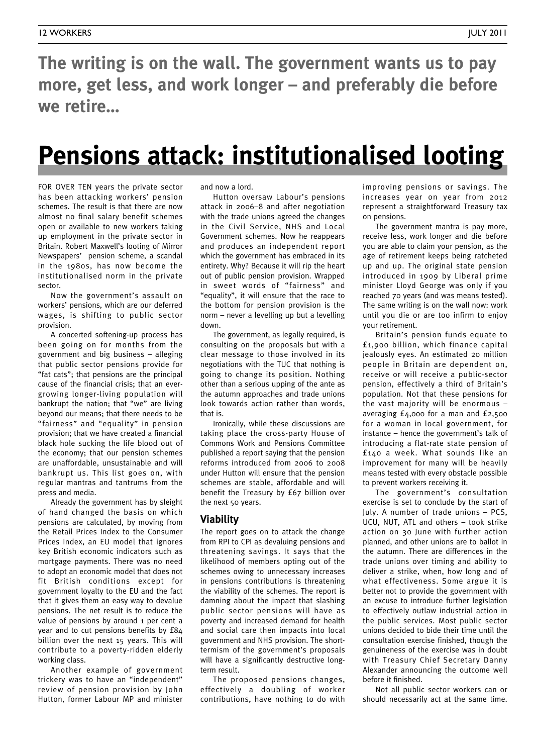**The writing is on the wall. The government wants us to pay more, get less, and work longer – and preferably die before we retire...**

# Pensions attack: institutionalised looting

FOR OVER TEN years the private sector has been attacking workers' pension schemes. The result is that there are now almost no final salary benefit schemes open or available to new workers taking up employment in the private sector in Britain. Robert Maxwell's looting of Mirror Newspapers' pension scheme, a scandal in the 1980s, has now become the institutionalised norm in the private sector.

Now the government's assault on workers' pensions, which are our deferred wages, is shifting to public sector provision.

A concerted softening-up process has been going on for months from the government and big business – alleging that public sector pensions provide for "fat cats"; that pensions are the principal cause of the financial crisis; that an ever-growing longer-living population will bankrupt the nation; that "we" are living beyond our means; that there needs to be "fairness" and "equality" in pension provision; that we have created a financial black hole sucking the life blood out of the economy; that our pension schemes are unaffordable, unsustainable and will bankrupt us. This list goes on, with regular mantras and tantrums from the press and media.

Already the government has by sleight of hand changed the basis on which pensions are calculated, by moving from the Retail Prices Index to the Consumer Prices Index, an EU model that ignores key British economic indicators such as mortgage payments. There was no need to adopt an economic model that does not fit British conditions except for government loyalty to the EU and the fact that it gives them an easy way to devalue pensions. The net result is to reduce the value of pensions by around 1 per cent a year and to cut pensions benefits by £84 billion over the next 15 years. This will contribute to a poverty-ridden elderly working class.

Another example of government trickery was to have an "independent" review of pension provision by John Hutton, former Labour MP and minister and now a lord.

Hutton oversaw Labour's pensions attack in 2006–8 and after negotiation with the trade unions agreed the changes in the Civil Service, NHS and Local Government schemes. Now he reappears and produces an independent report which the government has embraced in its entirety. Why? Because it will rip the heart out of public pension provision. Wrapped in sweet words of "fairness" and "equality", it will ensure that the race to the bottom for pension provision is the norm – never a levelling up but a levelling down.

The government, as legally required, is consulting on the proposals but with a clear message to those involved in its negotiations with the TUC that nothing is going to change its position. Nothing other than a serious upping of the ante as the autumn approaches and trade unions look towards action rather than words, that is.

Ironically, while these discussions are taking place the cross-party House of Commons Work and Pensions Committee published a report saying that the pension reforms introduced from 2006 to 2008 under Hutton will ensure that the pension schemes are stable, affordable and will benefit the Treasury by £67 billion over the next 50 years.

## Viability

The report goes on to attack the change from RPI to CPI as devaluing pensions and threatening savings. It says that the likelihood of members opting out of the schemes owing to unnecessary increases in pensions contributions is threatening the viability of the schemes. The report is damning about the impact that slashing public sector pensions will have as poverty and increased demand for health and social care then impacts into local government and NHS provision. The short-termism of the government's proposals will have a significantly destructive long-term result.

The proposed pensions changes, effectively a doubling of worker contributions, have nothing to do with improving pensions or savings. The increases year on year from 2012 represent a straightforward Treasury tax on pensions.

The government mantra is pay more, receive less, work longer and die before you are able to claim your pension, as the age of retirement keeps being ratcheted up and up. The original state pension introduced in 1909 by Liberal prime minister Lloyd George was only if you reached 70 years (and was means tested). The same writing is on the wall now: work until you die or are too infirm to enjoy your retirement.

Britain's pension funds equate to £1,900 billion, which finance capital jealously eyes. An estimated 20 million people in Britain are dependent on, receive or will receive a public-sector pension, effectively a third of Britain's population. Not that these pensions for the vast majority will be enormous – averaging £4,000 for a man and £2,500 for a woman in local government, for instance – hence the government's talk of introducing a flat-rate state pension of £140 a week. What sounds like an improvement for many will be heavily means tested with every obstacle possible to prevent workers receiving it.

The government's consultation exercise is set to conclude by the start of July. A number of trade unions – PCS, UCU, NUT, ATL and others – took strike action on 30 June with further action planned, and other unions are to ballot in the autumn. There are differences in the trade unions over timing and ability to deliver a strike, when, how long and of what effectiveness. Some argue it is better not to provide the government with an excuse to introduce further legislation to effectively outlaw industrial action in the public services. Most public sector unions decided to bide their time until the consultation exercise finished, though the genuineness of the exercise was in doubt with Treasury Chief Secretary Danny Alexander announcing the outcome well before it finished.

Not all public sector workers can or should necessarily act at the same time.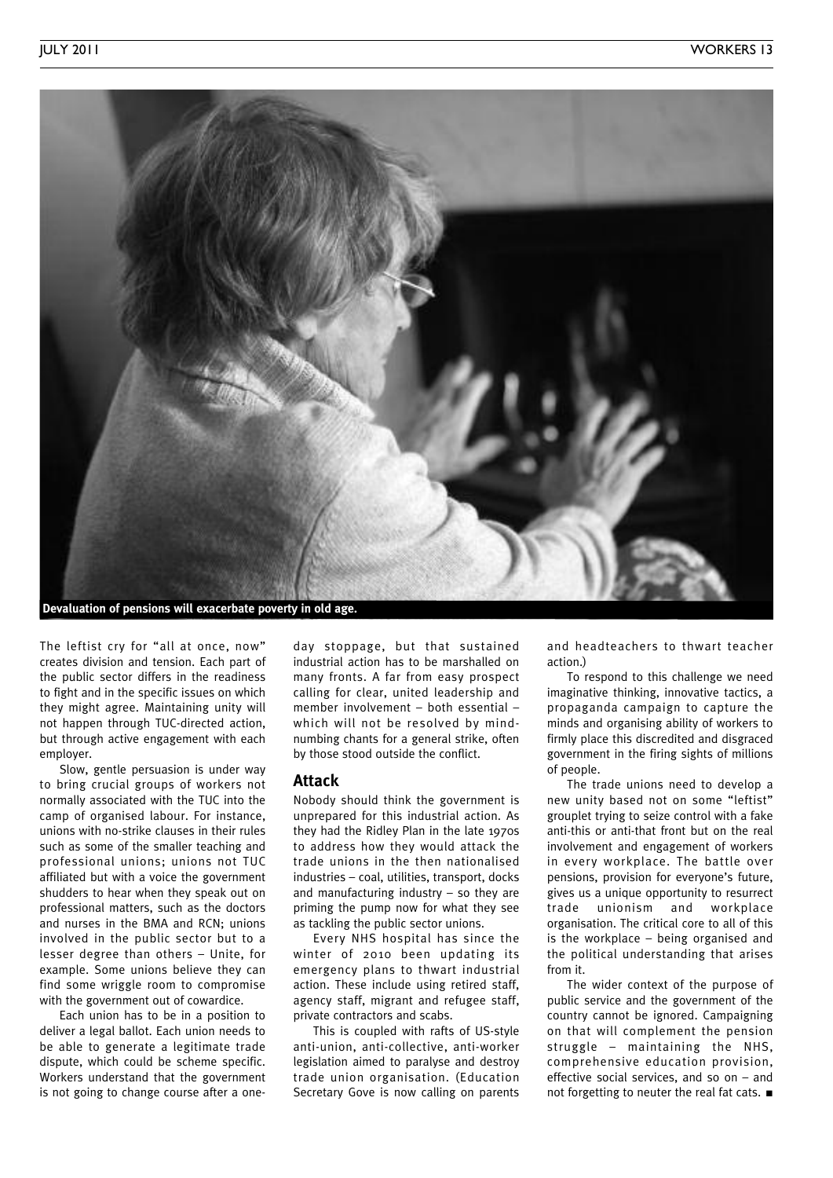Devaluation of pensions will exacerbate poverty in old age.

The leftist cry for "all at once, now" creates division and tension. Each part of the public sector differs in the readiness to fight and in the specific issues on which they might agree. Maintaining unity will not happen through TUC-directed action, but through active engagement with each employer.

Slow, gentle persuasion is under way to bring crucial groups of workers not normally associated with the TUC into the camp of organised labour. For instance, unions with no-strike clauses in their rules such as some of the smaller teaching and professional unions; unions not TUC affiliated but with a voice the government shudders to hear when they speak out on professional matters, such as the doctors and nurses in the BMA and RCN; unions involved in the public sector but to a lesser degree than others – Unite, for example. Some unions believe they can find some wriggle room to compromise with the government out of cowardice.

Each union has to be in a position to deliver a legal ballot. Each union needs to be able to generate a legitimate trade dispute, which could be scheme specific. Workers understand that the government is not going to change course after a one-day stoppage, but that sustained industrial action has to be marshalled on many fronts. A far from easy prospect calling for clear, united leadership and member involvement – both essential – which will not be resolved by mind-numbing chants for a general strike, often by those stood outside the conflict.

## Attack

Nobody should think the government is unprepared for this industrial action. As they had the Ridley Plan in the late 1970s to address how they would attack the trade unions in the then nationalised industries – coal, utilities, transport, docks and manufacturing industry – so they are priming the pump now for what they see as tackling the public sector unions.

Every NHS hospital has since the winter of 2010 been updating its emergency plans to thwart industrial action. These include using retired staff, agency staff, migrant and refugee staff, private contractors and scabs.

This is coupled with rafts of US-style anti-union, anti-collective, anti-worker legislation aimed to paralyse and destroy trade union organisation. (Education Secretary Gove is now calling on parents and headteachers to thwart teacher action.)

To respond to this challenge we need imaginative thinking, innovative tactics, a propaganda campaign to capture the minds and organising ability of workers to firmly place this discredited and disgraced government in the firing sights of millions of people.

The trade unions need to develop a new unity based not on some "leftist" grouplet trying to seize control with a fake anti-this or anti-that front but on the real involvement and engagement of workers in every workplace. The battle over pensions, provision for everyone's future, gives us a unique opportunity to resurrect trade unionism and workplace organisation. The critical core to all of this is the workplace – being organised and the political understanding that arises from it.

The wider context of the purpose of public service and the government of the country cannot be ignored. Campaigning on that will complement the pension struggle – maintaining the NHS, comprehensive education provision, effective social services, and so on – and not forgetting to neuter the real fat cats. ■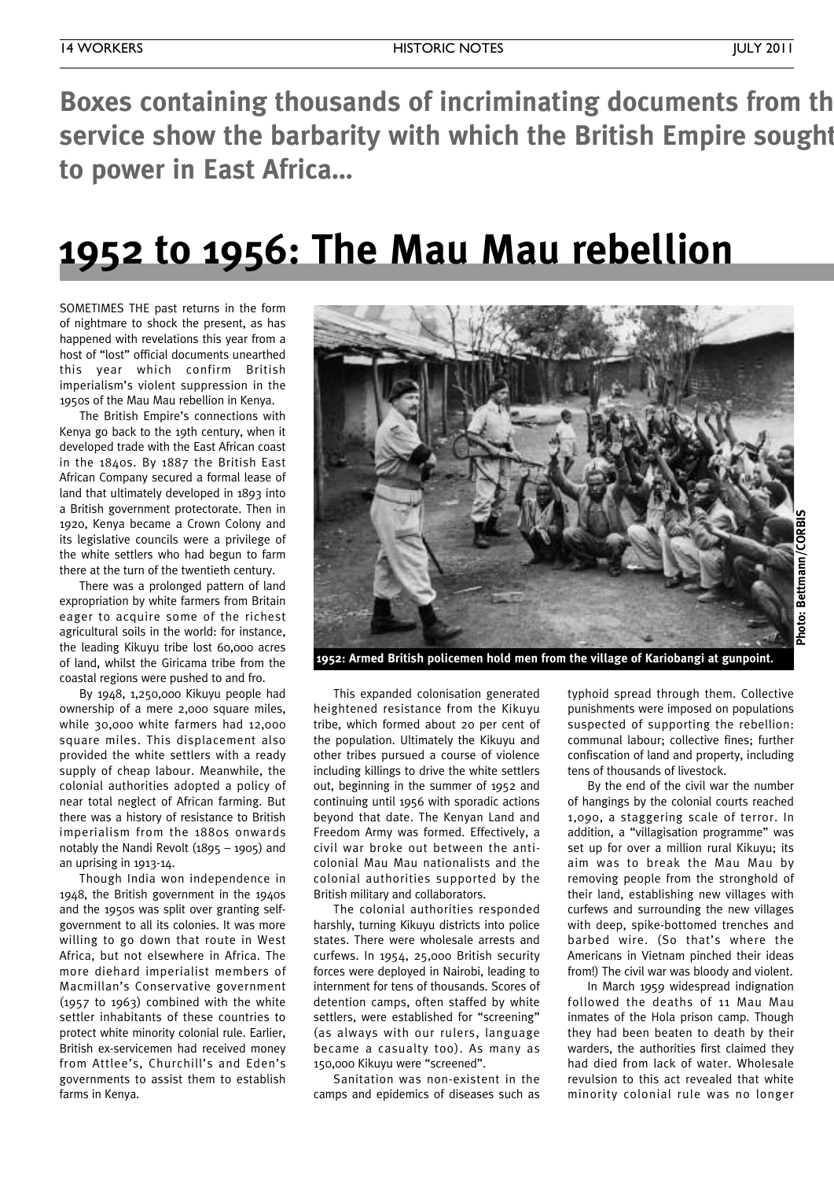**Boxes containing thousands of incriminating documents from th service show the barbarity with which the British Empire sought to power in East Africa…**

# 1952 to 1956: The Mau Mau rebellion

SOMETIMES THE past returns in the form of nightmare to shock the present, as has happened with revelations this year from a host of "lost" official documents unearthed this year which confirm British imperialism's violent suppression in the 1950s of the Mau Mau rebellion in Kenya.

The British Empire's connections with Kenya go back to the 19th century, when it developed trade with the East African coast in the 1840s. By 1887 the British East African Company secured a formal lease of land that ultimately developed in 1893 into a British government protectorate. Then in 1920, Kenya became a Crown Colony and its legislative councils were a privilege of the white settlers who had begun to farm there at the turn of the twentieth century.

There was a prolonged pattern of land expropriation by white farmers from Britain eager to acquire some of the richest agricultural soils in the world: for instance, the leading Kikuyu tribe lost 60,000 acres of land, whilst the Giricama tribe from the coastal regions were pushed to and fro.

By 1948, 1,250,000 Kikuyu people had ownership of a mere 2,000 square miles, while 30,000 white farmers had 12,000 square miles. This displacement also provided the white settlers with a ready supply of cheap labour. Meanwhile, the colonial authorities adopted a policy of near total neglect of African farming. But there was a history of resistance to British imperialism from the 1880s onwards notably the Nandi Revolt (1895 – 1905) and an uprising in 1913-14.

Though India won independence in 1948, the British government in the 1940s and the 1950s was split over granting self-government to all its colonies. It was more willing to go down that route in West Africa, but not elsewhere in Africa. The more diehard imperialist members of Macmillan's Conservative government (1957 to 1963) combined with the white settler inhabitants of these countries to protect white minority colonial rule. Earlier, British ex-servicemen had received money from Attlee's, Churchill's and Eden's governments to assist them to establish farms in Kenya.

**1952: Armed British policemen hold men from the village of Kariobangi at gunpoint.**

Photo: Bettmann/CORBIS

This expanded colonisation generated heightened resistance from the Kikuyu tribe, which formed about 20 per cent of the population. Ultimately the Kikuyu and other tribes pursued a course of violence including killings to drive the white settlers out, beginning in the summer of 1952 and continuing until 1956 with sporadic actions beyond that date. The Kenyan Land and Freedom Army was formed. Effectively, a civil war broke out between the anti-colonial Mau Mau nationalists and the colonial authorities supported by the British military and collaborators.

The colonial authorities responded harshly, turning Kikuyu districts into police states. There were wholesale arrests and curfews. In 1954, 25,000 British security forces were deployed in Nairobi, leading to internment for tens of thousands. Scores of detention camps, often staffed by white settlers, were established for "screening" (as always with our rulers, language became a casualty too). As many as 150,000 Kikuyu were "screened".

Sanitation was non-existent in the camps and epidemics of diseases such as typhoid spread through them. Collective punishments were imposed on populations suspected of supporting the rebellion: communal labour; collective fines; further confiscation of land and property, including tens of thousands of livestock.

By the end of the civil war the number of hangings by the colonial courts reached 1,090, a staggering scale of terror. In addition, a "villagisation programme" was set up for over a million rural Kikuyu; its aim was to break the Mau Mau by removing people from the stronghold of their land, establishing new villages with curfews and surrounding the new villages with deep, spike-bottomed trenches and barbed wire. (So that's where the Americans in Vietnam pinched their ideas from!) The civil war was bloody and violent.

In March 1959 widespread indignation followed the deaths of 11 Mau Mau inmates of the Hola prison camp. Though they had been beaten to death by their warders, the authorities first claimed they had died from lack of water. Wholesale revulsion to this act revealed that white minority colonial rule was no longer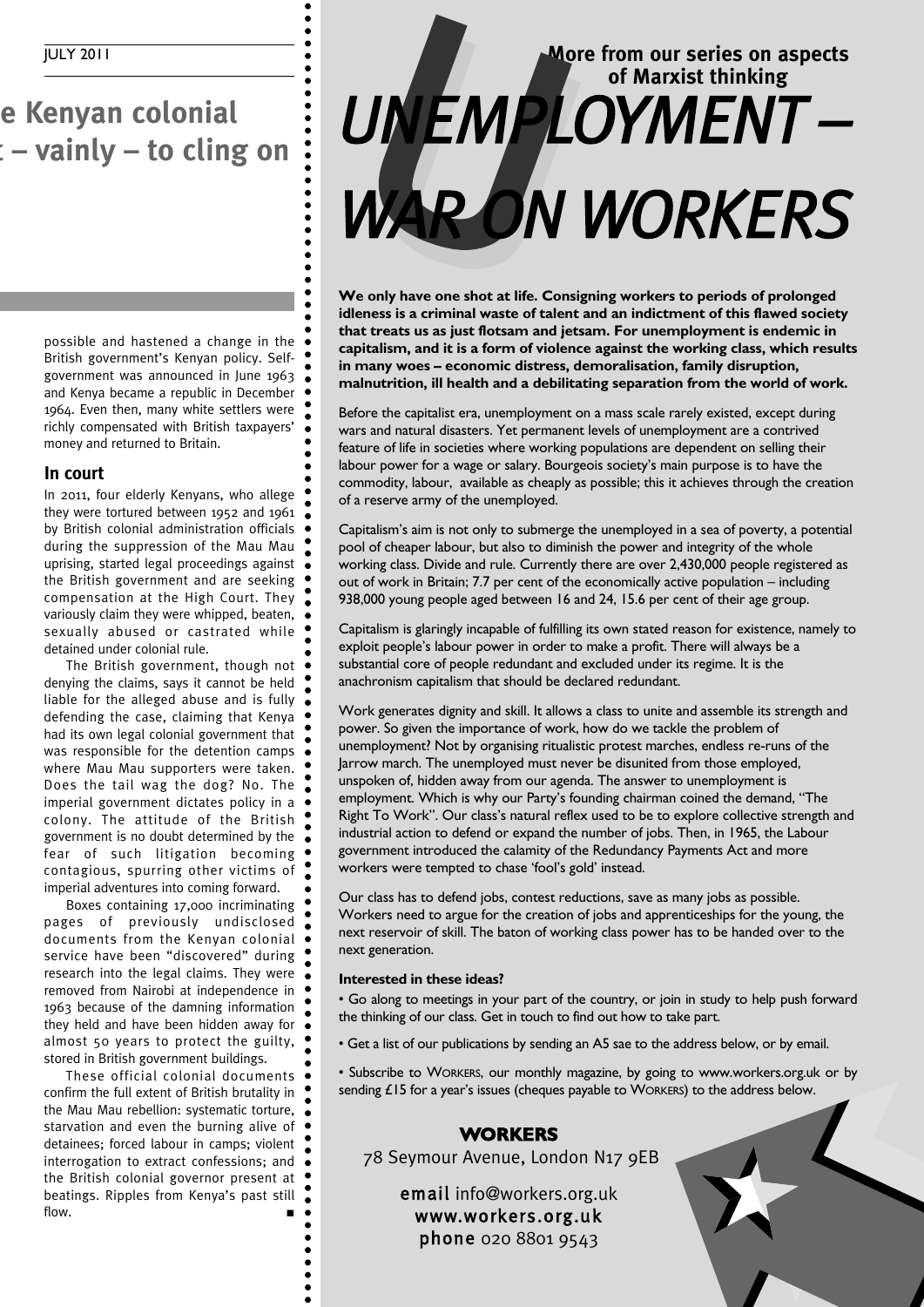## e Kenyan colonial
## : – vainly – to cling on

possible and hastened a change in the British government's Kenyan policy. Self-government was announced in June 1963 and Kenya became a republic in December 1964. Even then, many white settlers were richly compensated with British taxpayers' money and returned to Britain.

### In court

In 2011, four elderly Kenyans, who allege they were tortured between 1952 and 1961 by British colonial administration officials during the suppression of the Mau Mau uprising, started legal proceedings against the British government and are seeking compensation at the High Court. They variously claim they were whipped, beaten, sexually abused or castrated while detained under colonial rule.

The British government, though not denying the claims, says it cannot be held liable for the alleged abuse and is fully defending the case, claiming that Kenya had its own legal colonial government that was responsible for the detention camps where Mau Mau supporters were taken. Does the tail wag the dog? No. The imperial government dictates policy in a colony. The attitude of the British government is no doubt determined by the fear of such litigation becoming contagious, spurring other victims of imperial adventures into coming forward.

Boxes containing 17,000 incriminating pages of previously undisclosed documents from the Kenyan colonial service have been "discovered" during research into the legal claims. They were removed from Nairobi at independence in 1963 because of the damning information they held and have been hidden away for almost 50 years to protect the guilty, stored in British government buildings.

These official colonial documents confirm the full extent of British brutality in the Mau Mau rebellion: systematic torture, starvation and even the burning alive of detainees; forced labour in camps; violent interrogation to extract confessions; and the British colonial governor present at beatings. Ripples from Kenya's past still flow. ■

**More from our series on aspects of Marxist thinking**

# *UNEMPLOYMENT – WAR ON WORKERS*

**We only have one shot at life. Consigning workers to periods of prolonged idleness is a criminal waste of talent and an indictment of this flawed society that treats us as just flotsam and jetsam. For unemployment is endemic in capitalism, and it is a form of violence against the working class, which results in many woes – economic distress, demoralisation, family disruption, malnutrition, ill health and a debilitating separation from the world of work.**

Before the capitalist era, unemployment on a mass scale rarely existed, except during wars and natural disasters. Yet permanent levels of unemployment are a contrived feature of life in societies where working populations are dependent on selling their labour power for a wage or salary. Bourgeois society's main purpose is to have the commodity, labour, available as cheaply as possible; this it achieves through the creation of a reserve army of the unemployed.

Capitalism's aim is not only to submerge the unemployed in a sea of poverty, a potential pool of cheaper labour, but also to diminish the power and integrity of the whole working class. Divide and rule. Currently there are over 2,430,000 people registered as out of work in Britain; 7.7 per cent of the economically active population – including 938,000 young people aged between 16 and 24, 15.6 per cent of their age group.

Capitalism is glaringly incapable of fulfilling its own stated reason for existence, namely to exploit people's labour power in order to make a profit. There will always be a substantial core of people redundant and excluded under its regime. It is the anachronism capitalism that should be declared redundant.

Work generates dignity and skill. It allows a class to unite and assemble its strength and power. So given the importance of work, how do we tackle the problem of unemployment? Not by organising ritualistic protest marches, endless re-runs of the Jarrow march. The unemployed must never be disunited from those employed, unspoken of, hidden away from our agenda. The answer to unemployment is employment. Which is why our Party's founding chairman coined the demand, "The Right To Work". Our class's natural reflex used to be to explore collective strength and industrial action to defend or expand the number of jobs. Then, in 1965, the Labour government introduced the calamity of the Redundancy Payments Act and more workers were tempted to chase 'fool's gold' instead.

Our class has to defend jobs, contest reductions, save as many jobs as possible. Workers need to argue for the creation of jobs and apprenticeships for the young, the next reservoir of skill. The baton of working class power has to be handed over to the next generation.

**Interested in these ideas?**

- Go along to meetings in your part of the country, or join in study to help push forward the thinking of our class. Get in touch to find out how to take part.
- Get a list of our publications by sending an A5 sae to the address below, or by email.
- Subscribe to WORKERS, our monthly magazine, by going to www.workers.org.uk or by sending £15 for a year's issues (cheques payable to WORKERS) to the address below.

**WORKERS**
78 Seymour Avenue, London N17 9EB

**email** info@workers.org.uk
www.workers.org.uk
**phone** 020 8801 9543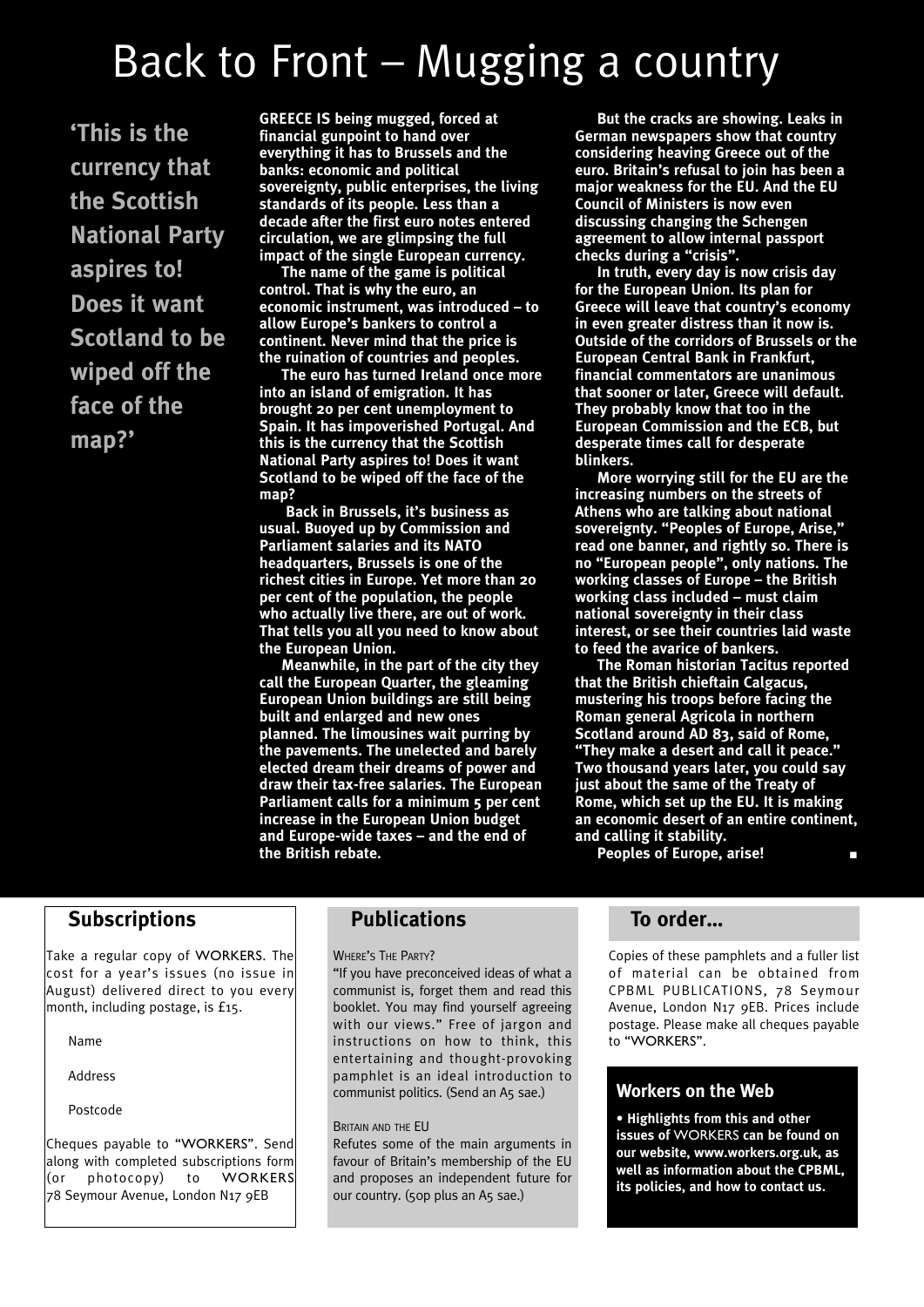# Back to Front – Mugging a country

**'This is the currency that the Scottish National Party aspires to! Does it want Scotland to be wiped off the face of the map?'**

**GREECE IS being mugged, forced at financial gunpoint to hand over everything it has to Brussels and the banks: economic and political sovereignty, public enterprises, the living standards of its people. Less than a decade after the first euro notes entered circulation, we are glimpsing the full impact of the single European currency.**

**The name of the game is political control. That is why the euro, an economic instrument, was introduced – to allow Europe's bankers to control a continent. Never mind that the price is the ruination of countries and peoples.**

**The euro has turned Ireland once more into an island of emigration. It has brought 20 per cent unemployment to Spain. It has impoverished Portugal. And this is the currency that the Scottish National Party aspires to! Does it want Scotland to be wiped off the face of the map?**

**Back in Brussels, it's business as usual. Buoyed up by Commission and Parliament salaries and its NATO headquarters, Brussels is one of the richest cities in Europe. Yet more than 20 per cent of the population, the people who actually live there, are out of work. That tells you all you need to know about the European Union.**

**Meanwhile, in the part of the city they call the European Quarter, the gleaming European Union buildings are still being built and enlarged and new ones planned. The limousines wait purring by the pavements. The unelected and barely elected dream their dreams of power and draw their tax-free salaries. The European Parliament calls for a minimum 5 per cent increase in the European Union budget and Europe-wide taxes – and the end of the British rebate.**

**But the cracks are showing. Leaks in German newspapers show that country considering heaving Greece out of the euro. Britain's refusal to join has been a major weakness for the EU. And the EU Council of Ministers is now even discussing changing the Schengen agreement to allow internal passport checks during a "crisis".**

**In truth, every day is now crisis day for the European Union. Its plan for Greece will leave that country's economy in even greater distress than it now is. Outside of the corridors of Brussels or the European Central Bank in Frankfurt, financial commentators are unanimous that sooner or later, Greece will default. They probably know that too in the European Commission and the ECB, but desperate times call for desperate blinkers.**

**More worrying still for the EU are the increasing numbers on the streets of Athens who are talking about national sovereignty. "Peoples of Europe, Arise," read one banner, and rightly so. There is no "European people", only nations. The working classes of Europe – the British working class included – must claim national sovereignty in their class interest, or see their countries laid waste to feed the avarice of bankers.**

**The Roman historian Tacitus reported that the British chieftain Calgacus, mustering his troops before facing the Roman general Agricola in northern Scotland around AD 83, said of Rome, "They make a desert and call it peace." Two thousand years later, you could say just about the same of the Treaty of Rome, which set up the EU. It is making an economic desert of an entire continent, and calling it stability.**

**Peoples of Europe, arise!** ■

## Subscriptions

Take a regular copy of WORKERS. The cost for a year's issues (no issue in August) delivered direct to you every month, including postage, is £15.

Name

Address

Postcode

Cheques payable to "WORKERS". Send along with completed subscriptions form (or photocopy) to WORKERS 78 Seymour Avenue, London N17 9EB

## Publications

WHERE'S THE PARTY?

"If you have preconceived ideas of what a communist is, forget them and read this booklet. You may find yourself agreeing with our views." Free of jargon and instructions on how to think, this entertaining and thought-provoking pamphlet is an ideal introduction to communist politics. (Send an A5 sae.)

BRITAIN AND THE EU

Refutes some of the main arguments in favour of Britain's membership of the EU and proposes an independent future for our country. (50p plus an A5 sae.)

## To order…

Copies of these pamphlets and a fuller list of material can be obtained from CPBML PUBLICATIONS, 78 Seymour Avenue, London N17 9EB. Prices include postage. Please make all cheques payable to "WORKERS".

### Workers on the Web

- **Highlights from this and other issues of** WORKERS **can be found on our website, www.workers.org.uk, as well as information about the CPBML, its policies, and how to contact us.**